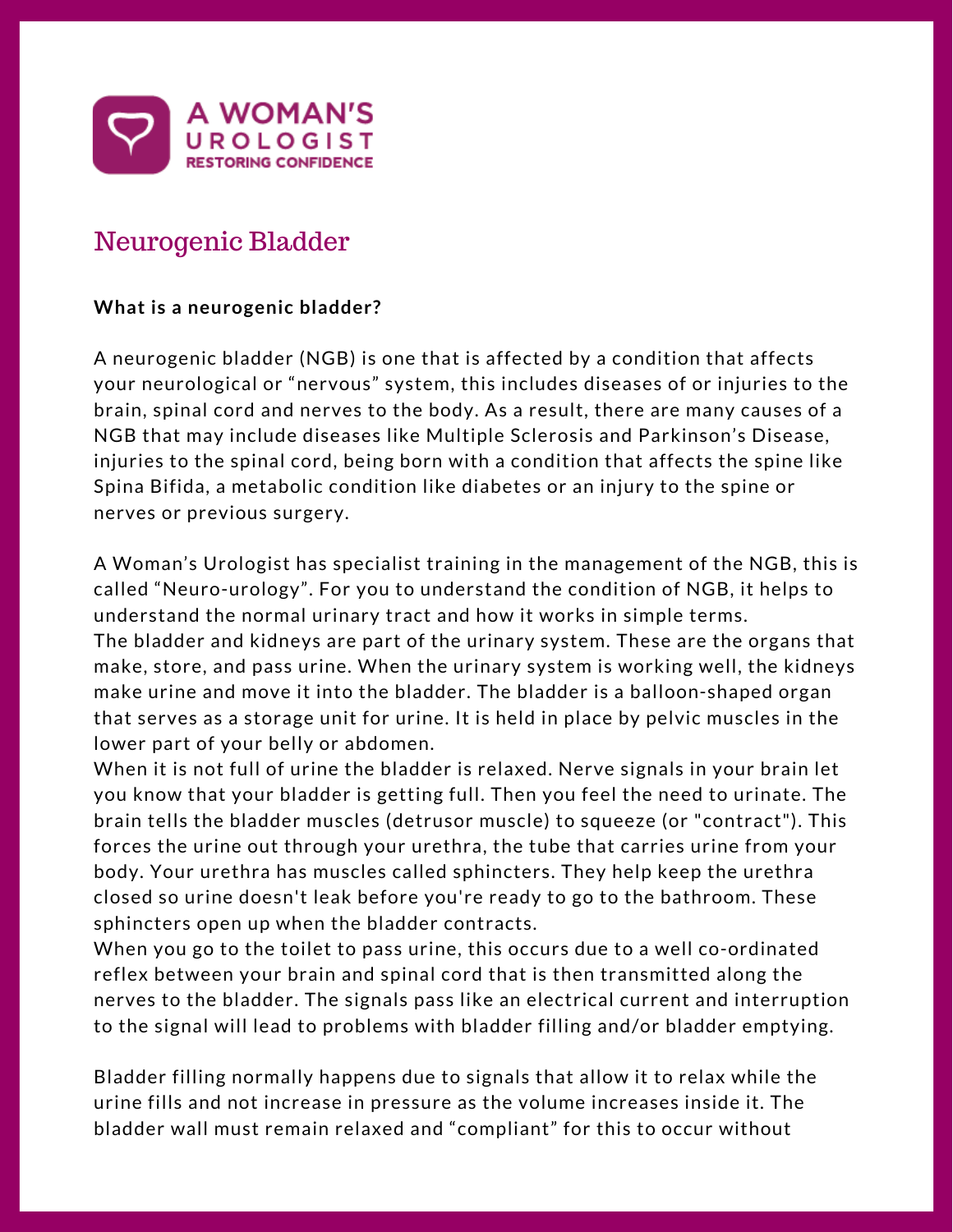# A WOMAN'S UROLOGIST
RESTORING CONFIDENCE

## Neurogenic Bladder

**What is a neurogenic bladder?**

A neurogenic bladder (NGB) is one that is affected by a condition that affects your neurological or "nervous" system, this includes diseases of or injuries to the brain, spinal cord and nerves to the body. As a result, there are many causes of a NGB that may include diseases like Multiple Sclerosis and Parkinson's Disease, injuries to the spinal cord, being born with a condition that affects the spine like Spina Bifida, a metabolic condition like diabetes or an injury to the spine or nerves or previous surgery.

A Woman's Urologist has specialist training in the management of the NGB, this is called "Neuro-urology". For you to understand the condition of NGB, it helps to understand the normal urinary tract and how it works in simple terms.
The bladder and kidneys are part of the urinary system. These are the organs that make, store, and pass urine. When the urinary system is working well, the kidneys make urine and move it into the bladder. The bladder is a balloon-shaped organ that serves as a storage unit for urine. It is held in place by pelvic muscles in the lower part of your belly or abdomen.
When it is not full of urine the bladder is relaxed. Nerve signals in your brain let you know that your bladder is getting full. Then you feel the need to urinate. The brain tells the bladder muscles (detrusor muscle) to squeeze (or "contract"). This forces the urine out through your urethra, the tube that carries urine from your body. Your urethra has muscles called sphincters. They help keep the urethra closed so urine doesn't leak before you're ready to go to the bathroom. These sphincters open up when the bladder contracts.
When you go to the toilet to pass urine, this occurs due to a well co-ordinated reflex between your brain and spinal cord that is then transmitted along the nerves to the bladder. The signals pass like an electrical current and interruption to the signal will lead to problems with bladder filling and/or bladder emptying.

Bladder filling normally happens due to signals that allow it to relax while the urine fills and not increase in pressure as the volume increases inside it. The bladder wall must remain relaxed and "compliant" for this to occur without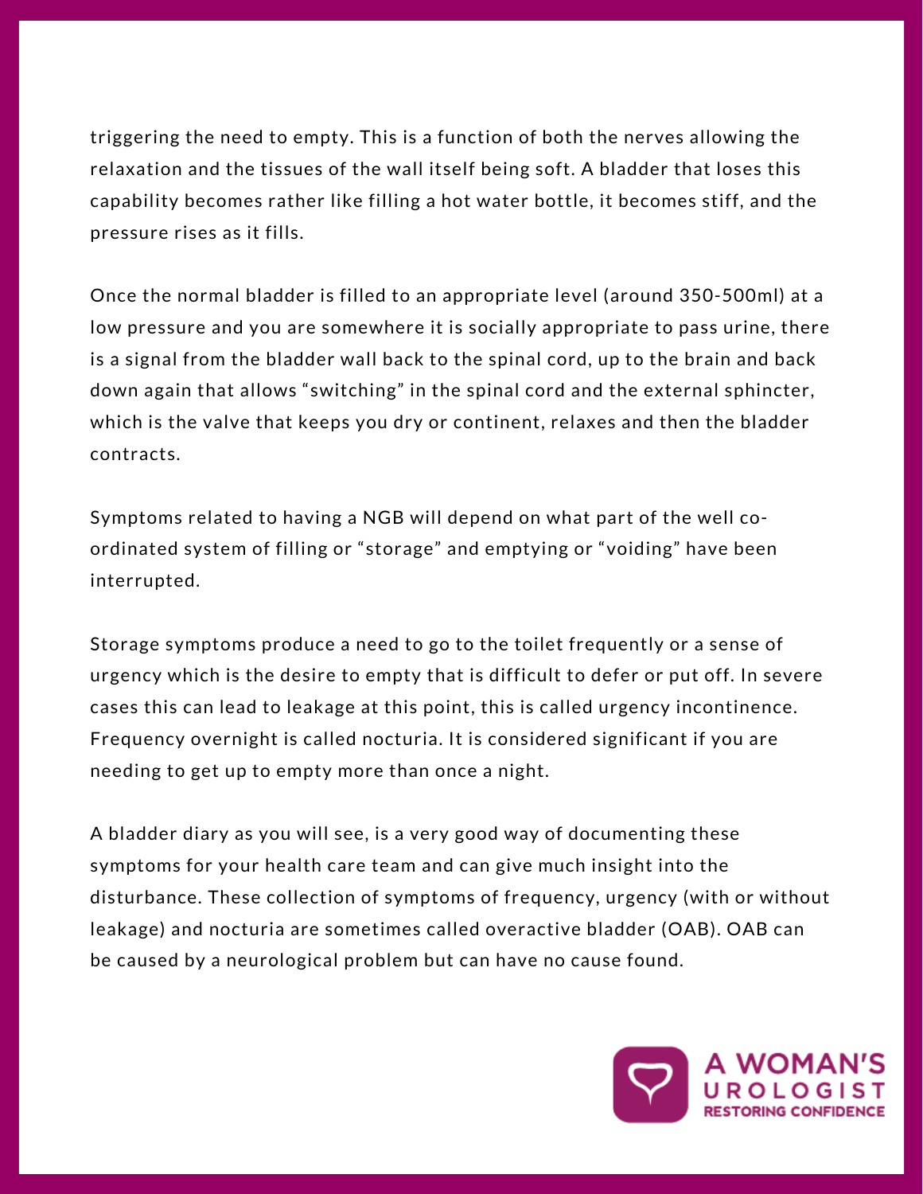triggering the need to empty. This is a function of both the nerves allowing the relaxation and the tissues of the wall itself being soft. A bladder that loses this capability becomes rather like filling a hot water bottle, it becomes stiff, and the pressure rises as it fills.

Once the normal bladder is filled to an appropriate level (around 350-500ml) at a low pressure and you are somewhere it is socially appropriate to pass urine, there is a signal from the bladder wall back to the spinal cord, up to the brain and back down again that allows "switching" in the spinal cord and the external sphincter, which is the valve that keeps you dry or continent, relaxes and then the bladder contracts.

Symptoms related to having a NGB will depend on what part of the well co-ordinated system of filling or "storage" and emptying or "voiding" have been interrupted.

Storage symptoms produce a need to go to the toilet frequently or a sense of urgency which is the desire to empty that is difficult to defer or put off. In severe cases this can lead to leakage at this point, this is called urgency incontinence. Frequency overnight is called nocturia. It is considered significant if you are needing to get up to empty more than once a night.

A bladder diary as you will see, is a very good way of documenting these symptoms for your health care team and can give much insight into the disturbance. These collection of symptoms of frequency, urgency (with or without leakage) and nocturia are sometimes called overactive bladder (OAB). OAB can be caused by a neurological problem but can have no cause found.

A WOMAN'S UROLOGIST
RESTORING CONFIDENCE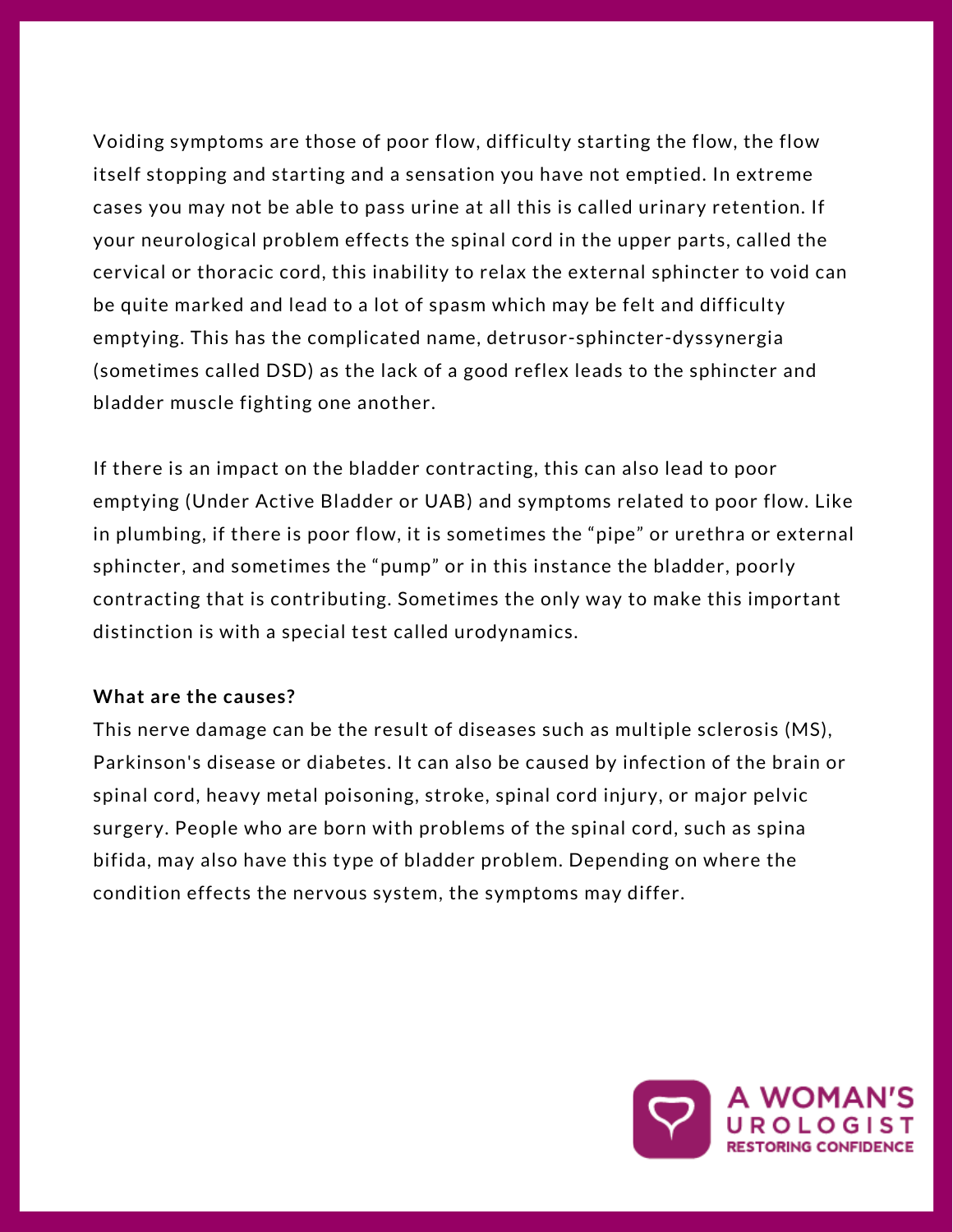Voiding symptoms are those of poor flow, difficulty starting the flow, the flow itself stopping and starting and a sensation you have not emptied. In extreme cases you may not be able to pass urine at all this is called urinary retention. If your neurological problem effects the spinal cord in the upper parts, called the cervical or thoracic cord, this inability to relax the external sphincter to void can be quite marked and lead to a lot of spasm which may be felt and difficulty emptying. This has the complicated name, detrusor-sphincter-dyssynergia (sometimes called DSD) as the lack of a good reflex leads to the sphincter and bladder muscle fighting one another.

If there is an impact on the bladder contracting, this can also lead to poor emptying (Under Active Bladder or UAB) and symptoms related to poor flow. Like in plumbing, if there is poor flow, it is sometimes the "pipe" or urethra or external sphincter, and sometimes the "pump" or in this instance the bladder, poorly contracting that is contributing. Sometimes the only way to make this important distinction is with a special test called urodynamics.

**What are the causes?**

This nerve damage can be the result of diseases such as multiple sclerosis (MS), Parkinson's disease or diabetes. It can also be caused by infection of the brain or spinal cord, heavy metal poisoning, stroke, spinal cord injury, or major pelvic surgery. People who are born with problems of the spinal cord, such as spina bifida, may also have this type of bladder problem. Depending on where the condition effects the nervous system, the symptoms may differ.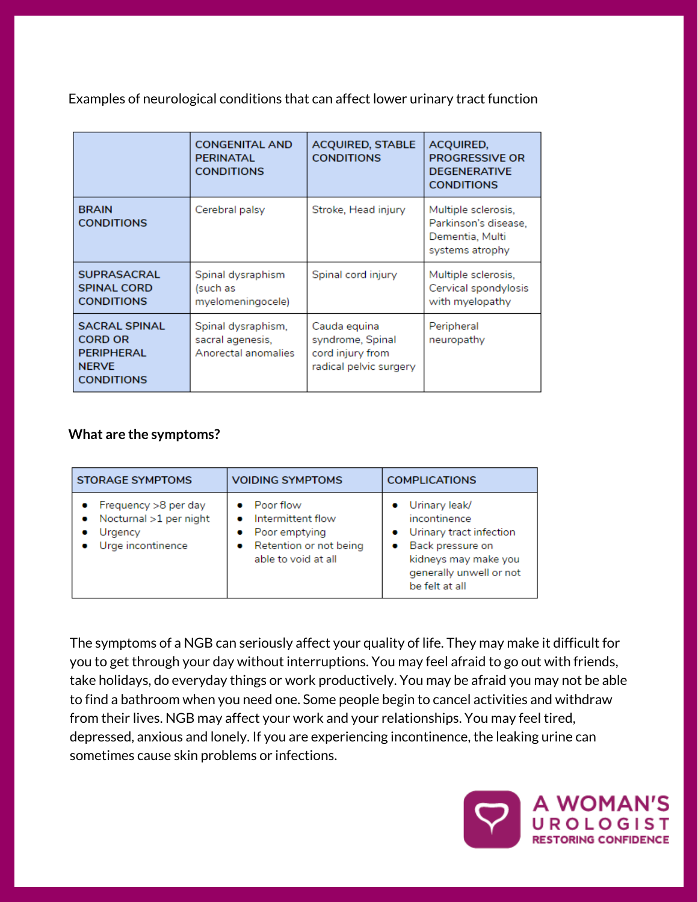Examples of neurological conditions that can affect lower urinary tract function

| | CONGENITAL AND PERINATAL CONDITIONS | ACQUIRED, STABLE CONDITIONS | ACQUIRED, PROGRESSIVE OR DEGENERATIVE CONDITIONS |
|---|---|---|---|
| BRAIN CONDITIONS | Cerebral palsy | Stroke, Head injury | Multiple sclerosis, Parkinson's disease, Dementia, Multi systems atrophy |
| SUPRASACRAL SPINAL CORD CONDITIONS | Spinal dysraphism (such as myelomeningocele) | Spinal cord injury | Multiple sclerosis, Cervical spondylosis with myelopathy |
| SACRAL SPINAL CORD OR PERIPHERAL NERVE CONDITIONS | Spinal dysraphism, sacral agenesis, Anorectal anomalies | Cauda equina syndrome, Spinal cord injury from radical pelvic surgery | Peripheral neuropathy |

**What are the symptoms?**

| STORAGE SYMPTOMS | VOIDING SYMPTOMS | COMPLICATIONS |
|---|---|---|
| • Frequency >8 per day<br>• Nocturnal >1 per night<br>• Urgency<br>• Urge incontinence | • Poor flow<br>• Intermittent flow<br>• Poor emptying<br>• Retention or not being able to void at all | • Urinary leak/ incontinence<br>• Urinary tract infection<br>• Back pressure on kidneys may make you generally unwell or not be felt at all |

The symptoms of a NGB can seriously affect your quality of life. They may make it difficult for you to get through your day without interruptions. You may feel afraid to go out with friends, take holidays, do everyday things or work productively. You may be afraid you may not be able to find a bathroom when you need one. Some people begin to cancel activities and withdraw from their lives. NGB may affect your work and your relationships. You may feel tired, depressed, anxious and lonely. If you are experiencing incontinence, the leaking urine can sometimes cause skin problems or infections.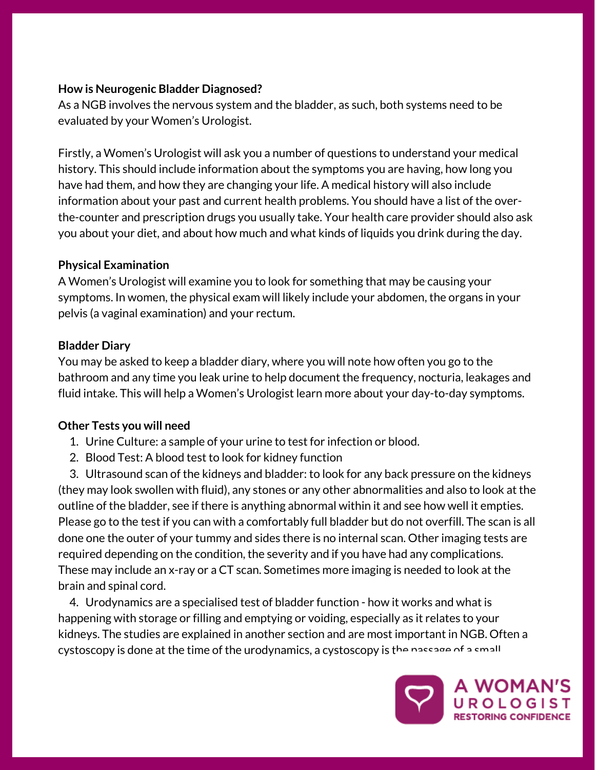**How is Neurogenic Bladder Diagnosed?**

As a NGB involves the nervous system and the bladder, as such, both systems need to be evaluated by your Women's Urologist.

Firstly, a Women's Urologist will ask you a number of questions to understand your medical history. This should include information about the symptoms you are having, how long you have had them, and how they are changing your life. A medical history will also include information about your past and current health problems. You should have a list of the over-the-counter and prescription drugs you usually take. Your health care provider should also ask you about your diet, and about how much and what kinds of liquids you drink during the day.

**Physical Examination**

A Women's Urologist will examine you to look for something that may be causing your symptoms. In women, the physical exam will likely include your abdomen, the organs in your pelvis (a vaginal examination) and your rectum.

**Bladder Diary**

You may be asked to keep a bladder diary, where you will note how often you go to the bathroom and any time you leak urine to help document the frequency, nocturia, leakages and fluid intake. This will help a Women's Urologist learn more about your day-to-day symptoms.

**Other Tests you will need**

1. Urine Culture: a sample of your urine to test for infection or blood.
2. Blood Test: A blood test to look for kidney function
3. Ultrasound scan of the kidneys and bladder: to look for any back pressure on the kidneys (they may look swollen with fluid), any stones or any other abnormalities and also to look at the outline of the bladder, see if there is anything abnormal within it and see how well it empties. Please go to the test if you can with a comfortably full bladder but do not overfill. The scan is all done one the outer of your tummy and sides there is no internal scan. Other imaging tests are required depending on the condition, the severity and if you have had any complications. These may include an x-ray or a CT scan. Sometimes more imaging is needed to look at the brain and spinal cord.
4. Urodynamics are a specialised test of bladder function - how it works and what is happening with storage or filling and emptying or voiding, especially as it relates to your kidneys. The studies are explained in another section and are most important in NGB. Often a cystoscopy is done at the time of the urodynamics, a cystoscopy is the passage of a small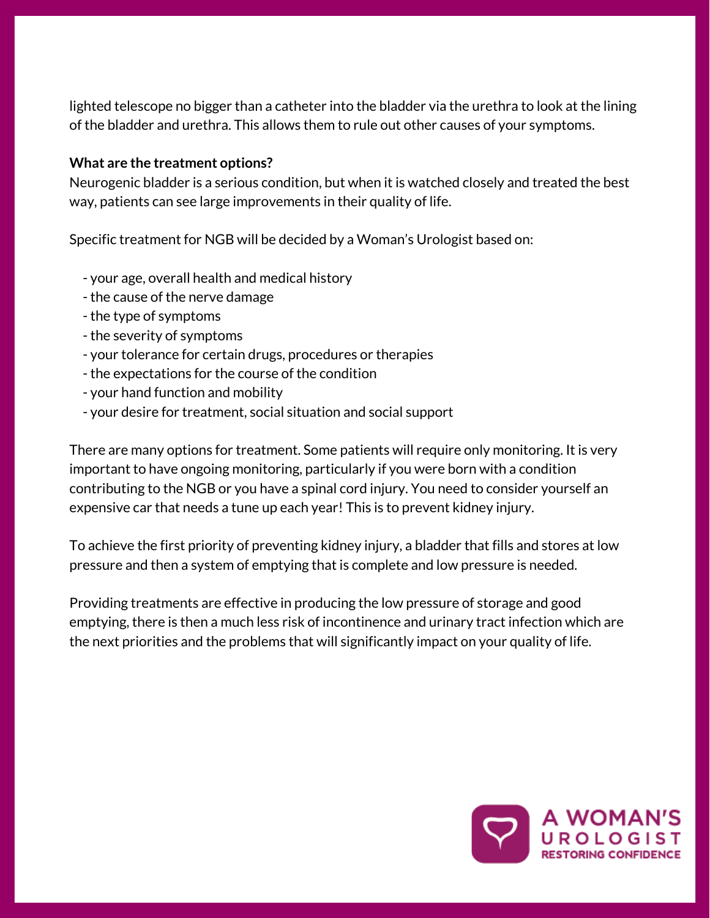lighted telescope no bigger than a catheter into the bladder via the urethra to look at the lining of the bladder and urethra. This allows them to rule out other causes of your symptoms.

**What are the treatment options?**

Neurogenic bladder is a serious condition, but when it is watched closely and treated the best way, patients can see large improvements in their quality of life.

Specific treatment for NGB will be decided by a Woman's Urologist based on:

- your age, overall health and medical history
- the cause of the nerve damage
- the type of symptoms
- the severity of symptoms
- your tolerance for certain drugs, procedures or therapies
- the expectations for the course of the condition
- your hand function and mobility
- your desire for treatment, social situation and social support

There are many options for treatment. Some patients will require only monitoring. It is very important to have ongoing monitoring, particularly if you were born with a condition contributing to the NGB or you have a spinal cord injury. You need to consider yourself an expensive car that needs a tune up each year! This is to prevent kidney injury.

To achieve the first priority of preventing kidney injury, a bladder that fills and stores at low pressure and then a system of emptying that is complete and low pressure is needed.

Providing treatments are effective in producing the low pressure of storage and good emptying, there is then a much less risk of incontinence and urinary tract infection which are the next priorities and the problems that will significantly impact on your quality of life.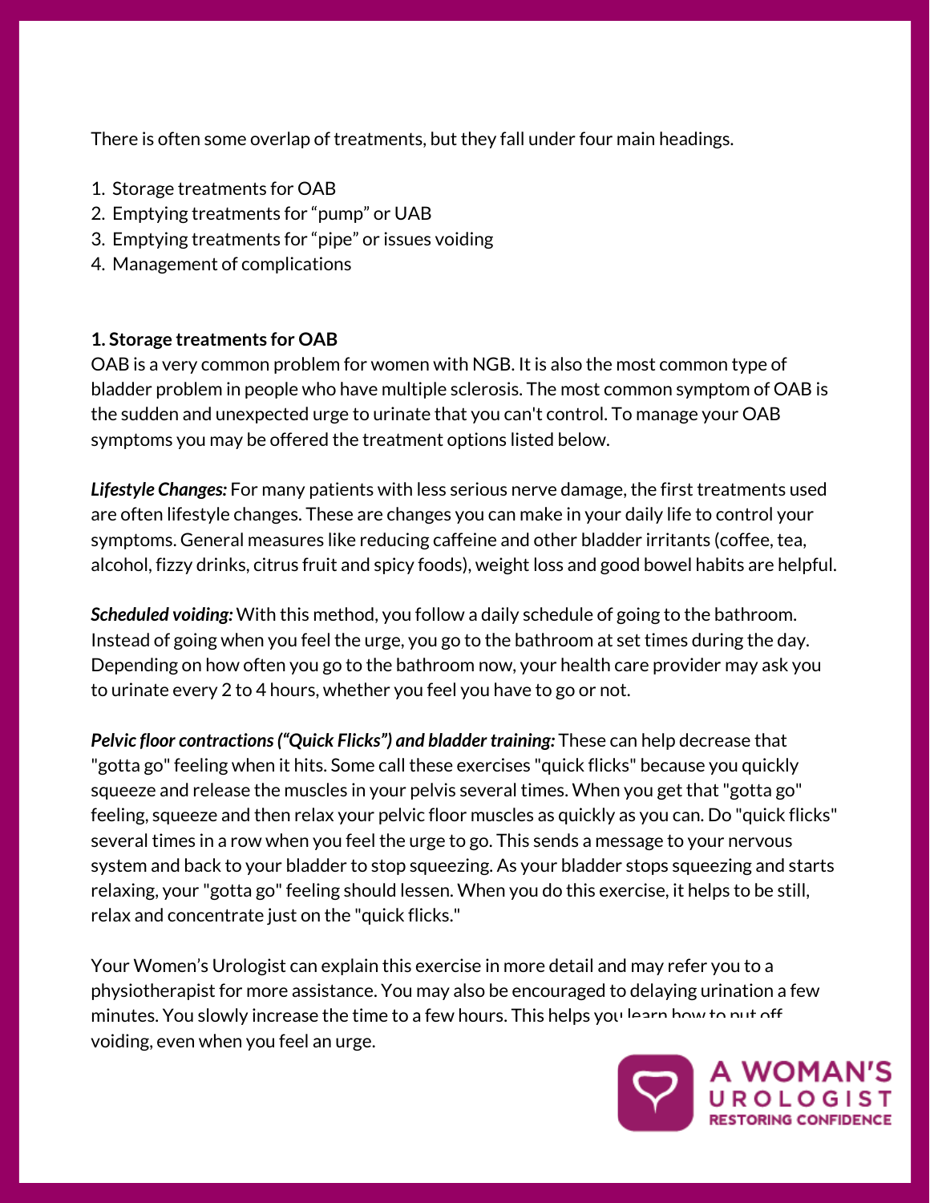There is often some overlap of treatments, but they fall under four main headings.

1. Storage treatments for OAB
2. Emptying treatments for "pump" or UAB
3. Emptying treatments for "pipe" or issues voiding
4. Management of complications

**1. Storage treatments for OAB**

OAB is a very common problem for women with NGB. It is also the most common type of bladder problem in people who have multiple sclerosis. The most common symptom of OAB is the sudden and unexpected urge to urinate that you can't control. To manage your OAB symptoms you may be offered the treatment options listed below.

***Lifestyle Changes:*** For many patients with less serious nerve damage, the first treatments used are often lifestyle changes. These are changes you can make in your daily life to control your symptoms. General measures like reducing caffeine and other bladder irritants (coffee, tea, alcohol, fizzy drinks, citrus fruit and spicy foods), weight loss and good bowel habits are helpful.

***Scheduled voiding:*** With this method, you follow a daily schedule of going to the bathroom. Instead of going when you feel the urge, you go to the bathroom at set times during the day. Depending on how often you go to the bathroom now, your health care provider may ask you to urinate every 2 to 4 hours, whether you feel you have to go or not.

***Pelvic floor contractions ("Quick Flicks") and bladder training:*** These can help decrease that "gotta go" feeling when it hits. Some call these exercises "quick flicks" because you quickly squeeze and release the muscles in your pelvis several times. When you get that "gotta go" feeling, squeeze and then relax your pelvic floor muscles as quickly as you can. Do "quick flicks" several times in a row when you feel the urge to go. This sends a message to your nervous system and back to your bladder to stop squeezing. As your bladder stops squeezing and starts relaxing, your "gotta go" feeling should lessen. When you do this exercise, it helps to be still, relax and concentrate just on the "quick flicks."

Your Women's Urologist can explain this exercise in more detail and may refer you to a physiotherapist for more assistance. You may also be encouraged to delaying urination a few minutes. You slowly increase the time to a few hours. This helps you learn how to put off voiding, even when you feel an urge.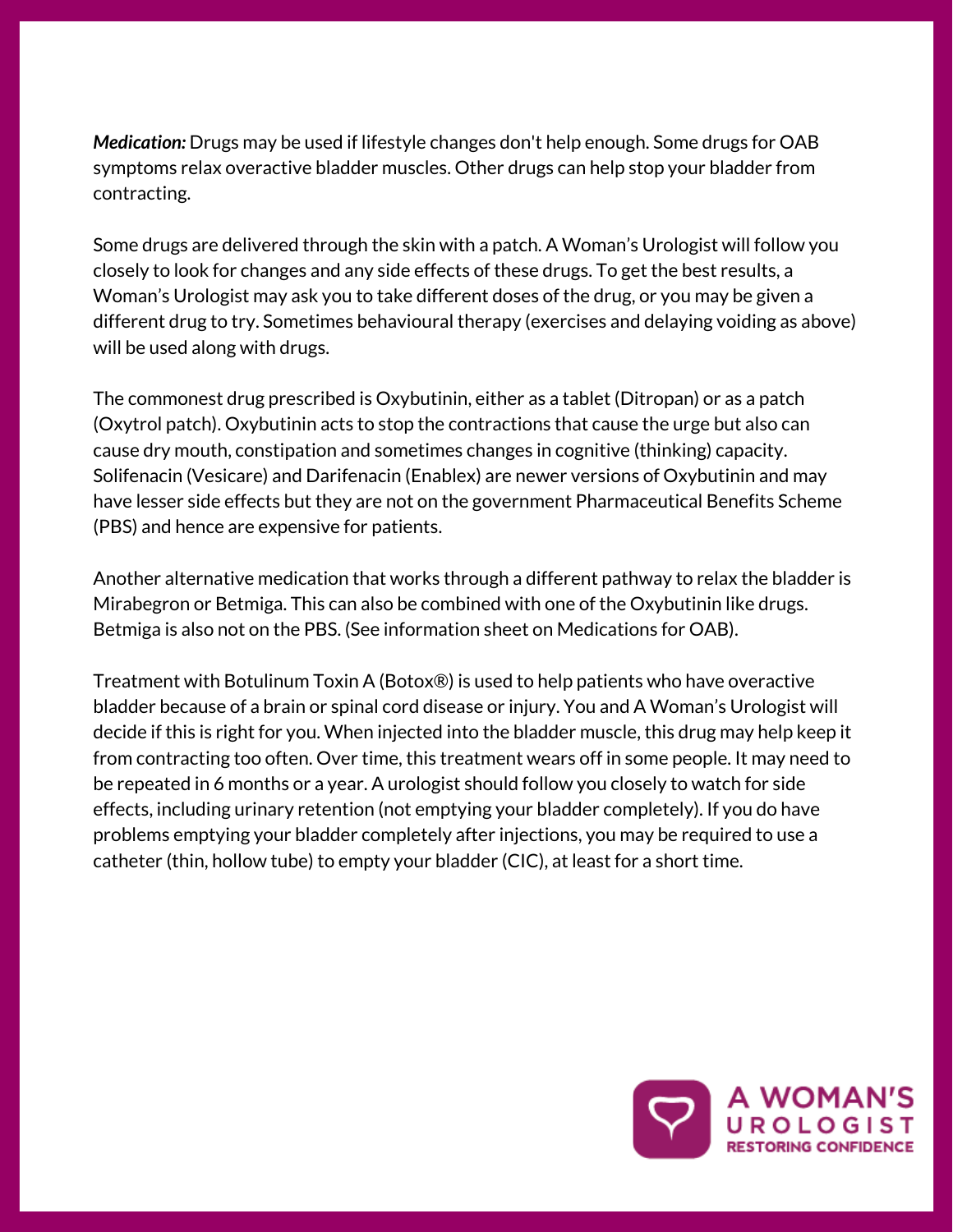***Medication:*** Drugs may be used if lifestyle changes don't help enough. Some drugs for OAB symptoms relax overactive bladder muscles. Other drugs can help stop your bladder from contracting.

Some drugs are delivered through the skin with a patch. A Woman's Urologist will follow you closely to look for changes and any side effects of these drugs. To get the best results, a Woman's Urologist may ask you to take different doses of the drug, or you may be given a different drug to try. Sometimes behavioural therapy (exercises and delaying voiding as above) will be used along with drugs.

The commonest drug prescribed is Oxybutinin, either as a tablet (Ditropan) or as a patch (Oxytrol patch). Oxybutinin acts to stop the contractions that cause the urge but also can cause dry mouth, constipation and sometimes changes in cognitive (thinking) capacity. Solifenacin (Vesicare) and Darifenacin (Enablex) are newer versions of Oxybutinin and may have lesser side effects but they are not on the government Pharmaceutical Benefits Scheme (PBS) and hence are expensive for patients.

Another alternative medication that works through a different pathway to relax the bladder is Mirabegron or Betmiga. This can also be combined with one of the Oxybutinin like drugs. Betmiga is also not on the PBS. (See information sheet on Medications for OAB).

Treatment with Botulinum Toxin A (Botox®) is used to help patients who have overactive bladder because of a brain or spinal cord disease or injury. You and A Woman's Urologist will decide if this is right for you. When injected into the bladder muscle, this drug may help keep it from contracting too often. Over time, this treatment wears off in some people. It may need to be repeated in 6 months or a year. A urologist should follow you closely to watch for side effects, including urinary retention (not emptying your bladder completely). If you do have problems emptying your bladder completely after injections, you may be required to use a catheter (thin, hollow tube) to empty your bladder (CIC), at least for a short time.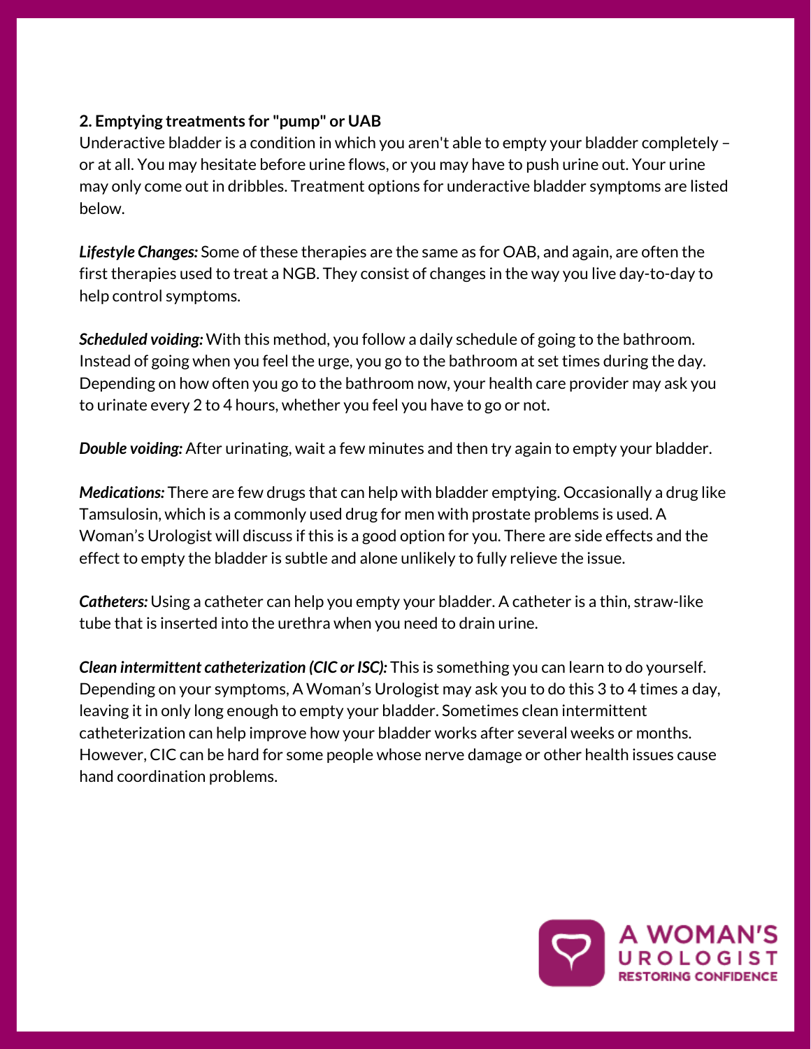**2. Emptying treatments for "pump" or UAB**

Underactive bladder is a condition in which you aren't able to empty your bladder completely – or at all. You may hesitate before urine flows, or you may have to push urine out. Your urine may only come out in dribbles. Treatment options for underactive bladder symptoms are listed below.

***Lifestyle Changes:*** Some of these therapies are the same as for OAB, and again, are often the first therapies used to treat a NGB. They consist of changes in the way you live day-to-day to help control symptoms.

***Scheduled voiding:*** With this method, you follow a daily schedule of going to the bathroom. Instead of going when you feel the urge, you go to the bathroom at set times during the day. Depending on how often you go to the bathroom now, your health care provider may ask you to urinate every 2 to 4 hours, whether you feel you have to go or not.

***Double voiding:*** After urinating, wait a few minutes and then try again to empty your bladder.

***Medications:*** There are few drugs that can help with bladder emptying. Occasionally a drug like Tamsulosin, which is a commonly used drug for men with prostate problems is used. A Woman's Urologist will discuss if this is a good option for you. There are side effects and the effect to empty the bladder is subtle and alone unlikely to fully relieve the issue.

***Catheters:*** Using a catheter can help you empty your bladder. A catheter is a thin, straw-like tube that is inserted into the urethra when you need to drain urine.

***Clean intermittent catheterization (CIC or ISC):*** This is something you can learn to do yourself. Depending on your symptoms, A Woman's Urologist may ask you to do this 3 to 4 times a day, leaving it in only long enough to empty your bladder. Sometimes clean intermittent catheterization can help improve how your bladder works after several weeks or months. However, CIC can be hard for some people whose nerve damage or other health issues cause hand coordination problems.

A WOMAN'S UROLOGIST
RESTORING CONFIDENCE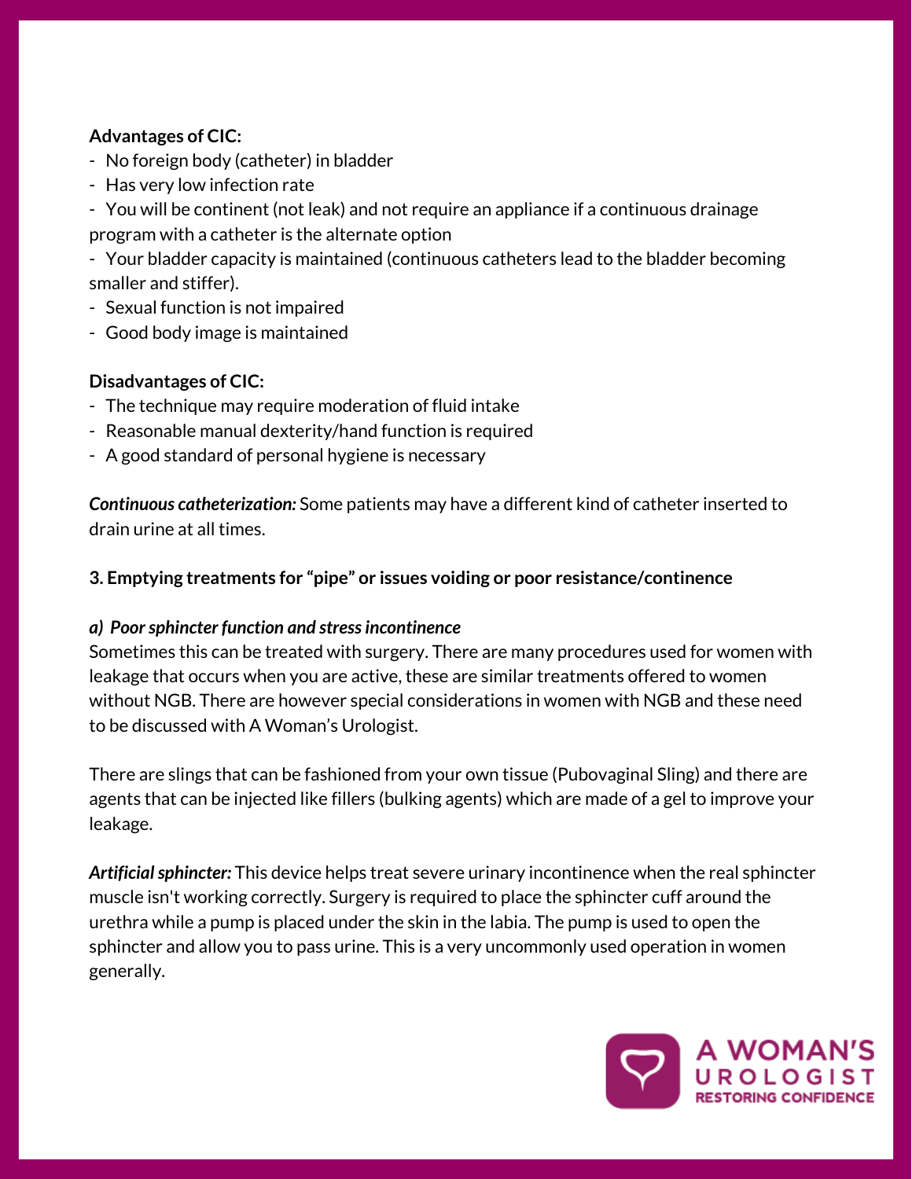**Advantages of CIC:**

- No foreign body (catheter) in bladder
- Has very low infection rate
- You will be continent (not leak) and not require an appliance if a continuous drainage program with a catheter is the alternate option
- Your bladder capacity is maintained (continuous catheters lead to the bladder becoming smaller and stiffer).
- Sexual function is not impaired
- Good body image is maintained

**Disadvantages of CIC:**

- The technique may require moderation of fluid intake
- Reasonable manual dexterity/hand function is required
- A good standard of personal hygiene is necessary

***Continuous catheterization:*** Some patients may have a different kind of catheter inserted to drain urine at all times.

**3. Emptying treatments for "pipe" or issues voiding or poor resistance/continence**

***a) Poor sphincter function and stress incontinence***

Sometimes this can be treated with surgery. There are many procedures used for women with leakage that occurs when you are active, these are similar treatments offered to women without NGB. There are however special considerations in women with NGB and these need to be discussed with A Woman's Urologist.

There are slings that can be fashioned from your own tissue (Pubovaginal Sling) and there are agents that can be injected like fillers (bulking agents) which are made of a gel to improve your leakage.

***Artificial sphincter:*** This device helps treat severe urinary incontinence when the real sphincter muscle isn't working correctly. Surgery is required to place the sphincter cuff around the urethra while a pump is placed under the skin in the labia. The pump is used to open the sphincter and allow you to pass urine. This is a very uncommonly used operation in women generally.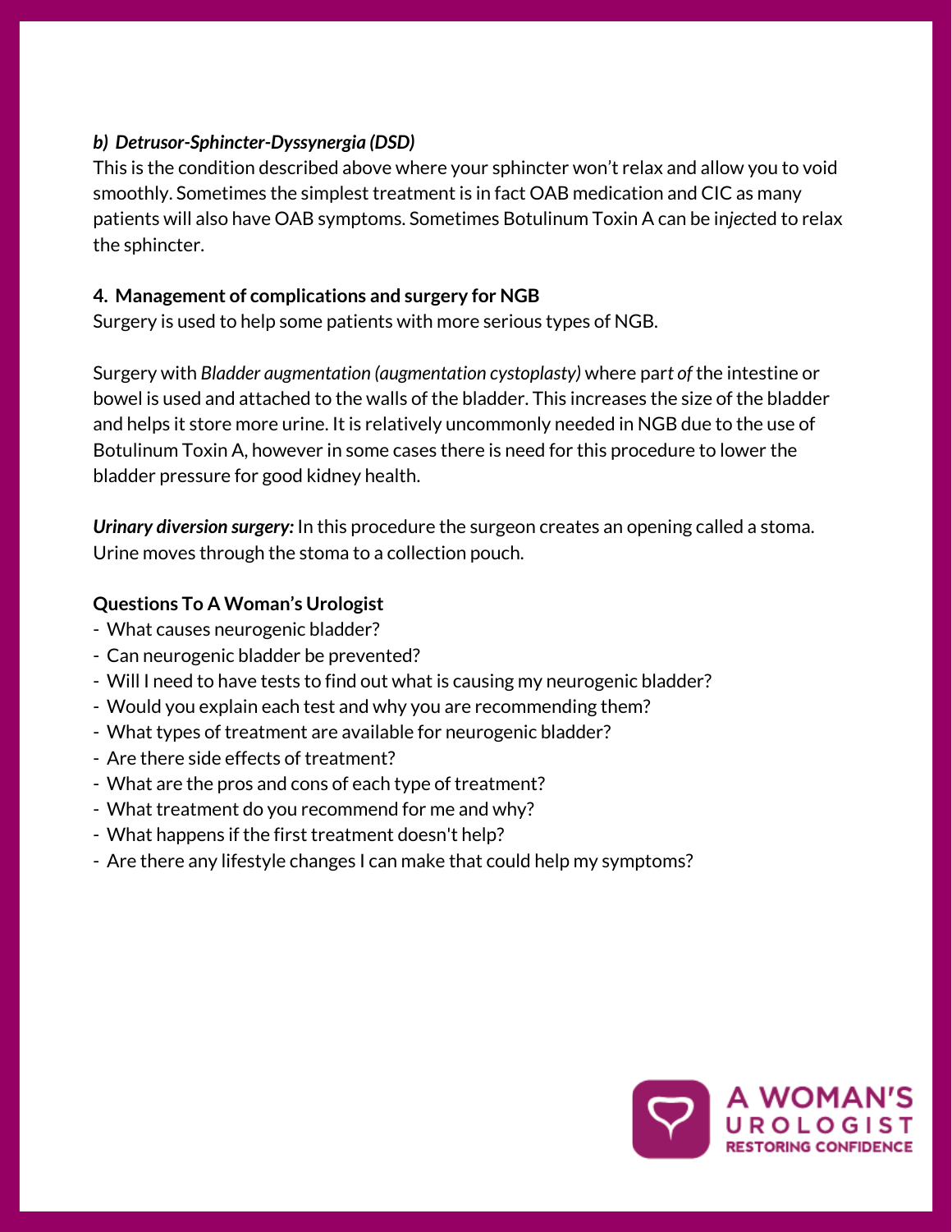***b) Detrusor-Sphincter-Dyssynergia (DSD)***

This is the condition described above where your sphincter won't relax and allow you to void smoothly. Sometimes the simplest treatment is in fact OAB medication and CIC as many patients will also have OAB symptoms. Sometimes Botulinum Toxin A can be injected to relax the sphincter.

**4. Management of complications and surgery for NGB**

Surgery is used to help some patients with more serious types of NGB.

Surgery with *Bladder augmentation (augmentation cystoplasty)* where part of the intestine or bowel is used and attached to the walls of the bladder. This increases the size of the bladder and helps it store more urine. It is relatively uncommonly needed in NGB due to the use of Botulinum Toxin A, however in some cases there is need for this procedure to lower the bladder pressure for good kidney health.

***Urinary diversion surgery:*** In this procedure the surgeon creates an opening called a stoma. Urine moves through the stoma to a collection pouch.

**Questions To A Woman's Urologist**

- What causes neurogenic bladder?
- Can neurogenic bladder be prevented?
- Will I need to have tests to find out what is causing my neurogenic bladder?
- Would you explain each test and why you are recommending them?
- What types of treatment are available for neurogenic bladder?
- Are there side effects of treatment?
- What are the pros and cons of each type of treatment?
- What treatment do you recommend for me and why?
- What happens if the first treatment doesn't help?
- Are there any lifestyle changes I can make that could help my symptoms?

A WOMAN'S UROLOGIST
RESTORING CONFIDENCE